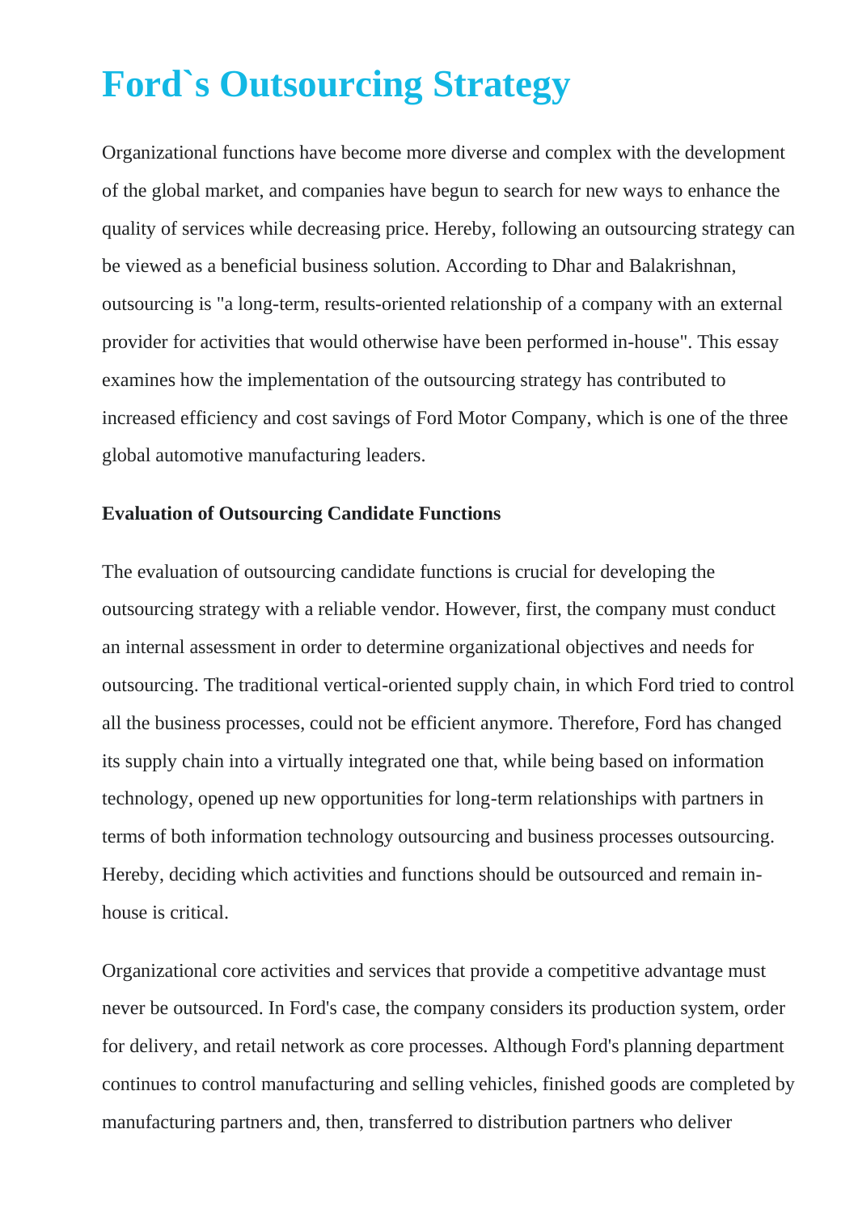# Ford`s Outsourcing Strategy

Organizational functions have become more diverse and complex with the development of the global market, and companies have begun to search for new ways to enhance the quality of services while decreasing price. Hereby, following an outsourcing strategy can be viewed as a beneficial business solution. According to Dhar and Balakrishnan, outsourcing is "a long-term, results-oriented relationship of a company with an external provider for activities that would otherwise have been performed in-house". This essay examines how the implementation of the outsourcing strategy has contributed to increased efficiency and cost savings of Ford Motor Company, which is one of the three global automotive manufacturing leaders.

**Evaluation of Outsourcing Candidate Functions**

The evaluation of outsourcing candidate functions is crucial for developing the outsourcing strategy with a reliable vendor. However, first, the company must conduct an internal assessment in order to determine organizational objectives and needs for outsourcing. The traditional vertical-oriented supply chain, in which Ford tried to control all the business processes, could not be efficient anymore. Therefore, Ford has changed its supply chain into a virtually integrated one that, while being based on information technology, opened up new opportunities for long-term relationships with partners in terms of both information technology outsourcing and business processes outsourcing. Hereby, deciding which activities and functions should be outsourced and remain in-house is critical.

Organizational core activities and services that provide a competitive advantage must never be outsourced. In Ford's case, the company considers its production system, order for delivery, and retail network as core processes. Although Ford's planning department continues to control manufacturing and selling vehicles, finished goods are completed by manufacturing partners and, then, transferred to distribution partners who deliver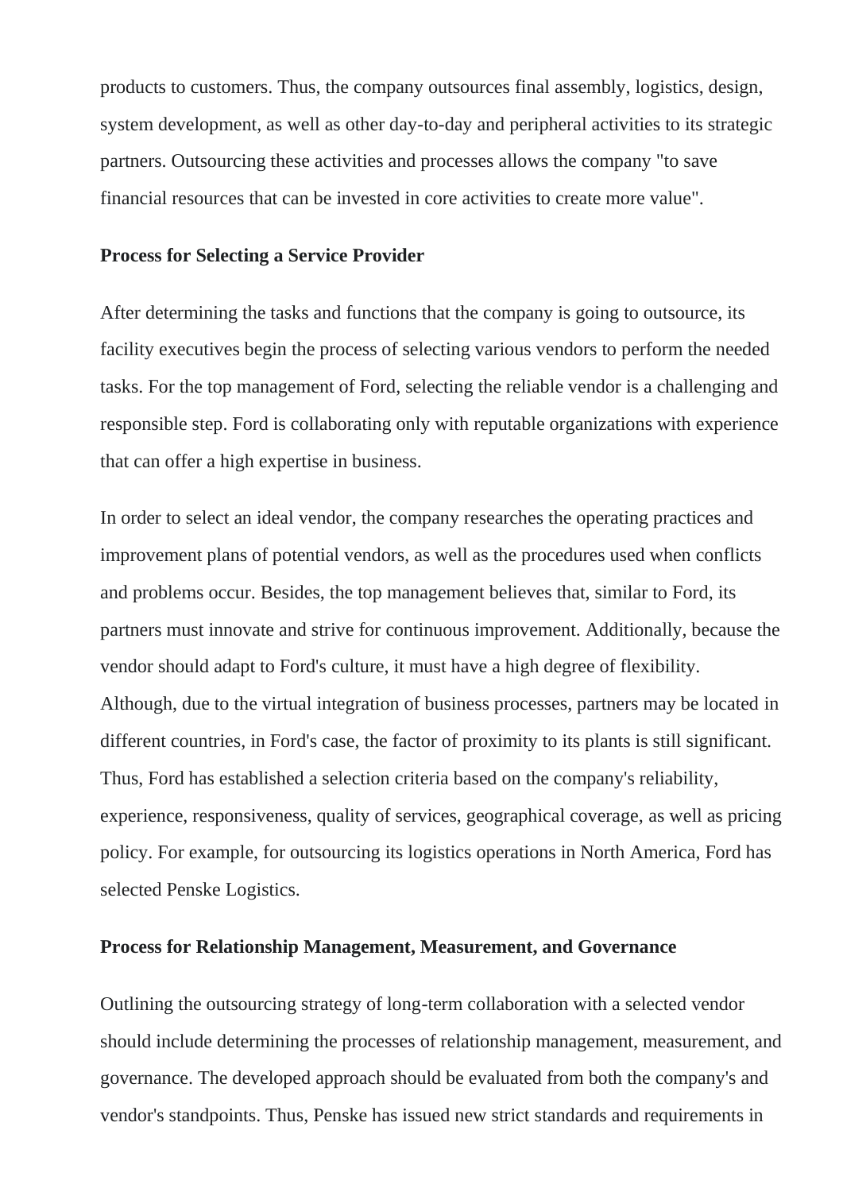products to customers. Thus, the company outsources final assembly, logistics, design, system development, as well as other day-to-day and peripheral activities to its strategic partners. Outsourcing these activities and processes allows the company "to save financial resources that can be invested in core activities to create more value".

**Process for Selecting a Service Provider**

After determining the tasks and functions that the company is going to outsource, its facility executives begin the process of selecting various vendors to perform the needed tasks. For the top management of Ford, selecting the reliable vendor is a challenging and responsible step. Ford is collaborating only with reputable organizations with experience that can offer a high expertise in business.

In order to select an ideal vendor, the company researches the operating practices and improvement plans of potential vendors, as well as the procedures used when conflicts and problems occur. Besides, the top management believes that, similar to Ford, its partners must innovate and strive for continuous improvement. Additionally, because the vendor should adapt to Ford's culture, it must have a high degree of flexibility. Although, due to the virtual integration of business processes, partners may be located in different countries, in Ford's case, the factor of proximity to its plants is still significant. Thus, Ford has established a selection criteria based on the company's reliability, experience, responsiveness, quality of services, geographical coverage, as well as pricing policy. For example, for outsourcing its logistics operations in North America, Ford has selected Penske Logistics.

**Process for Relationship Management, Measurement, and Governance**

Outlining the outsourcing strategy of long-term collaboration with a selected vendor should include determining the processes of relationship management, measurement, and governance. The developed approach should be evaluated from both the company's and vendor's standpoints. Thus, Penske has issued new strict standards and requirements in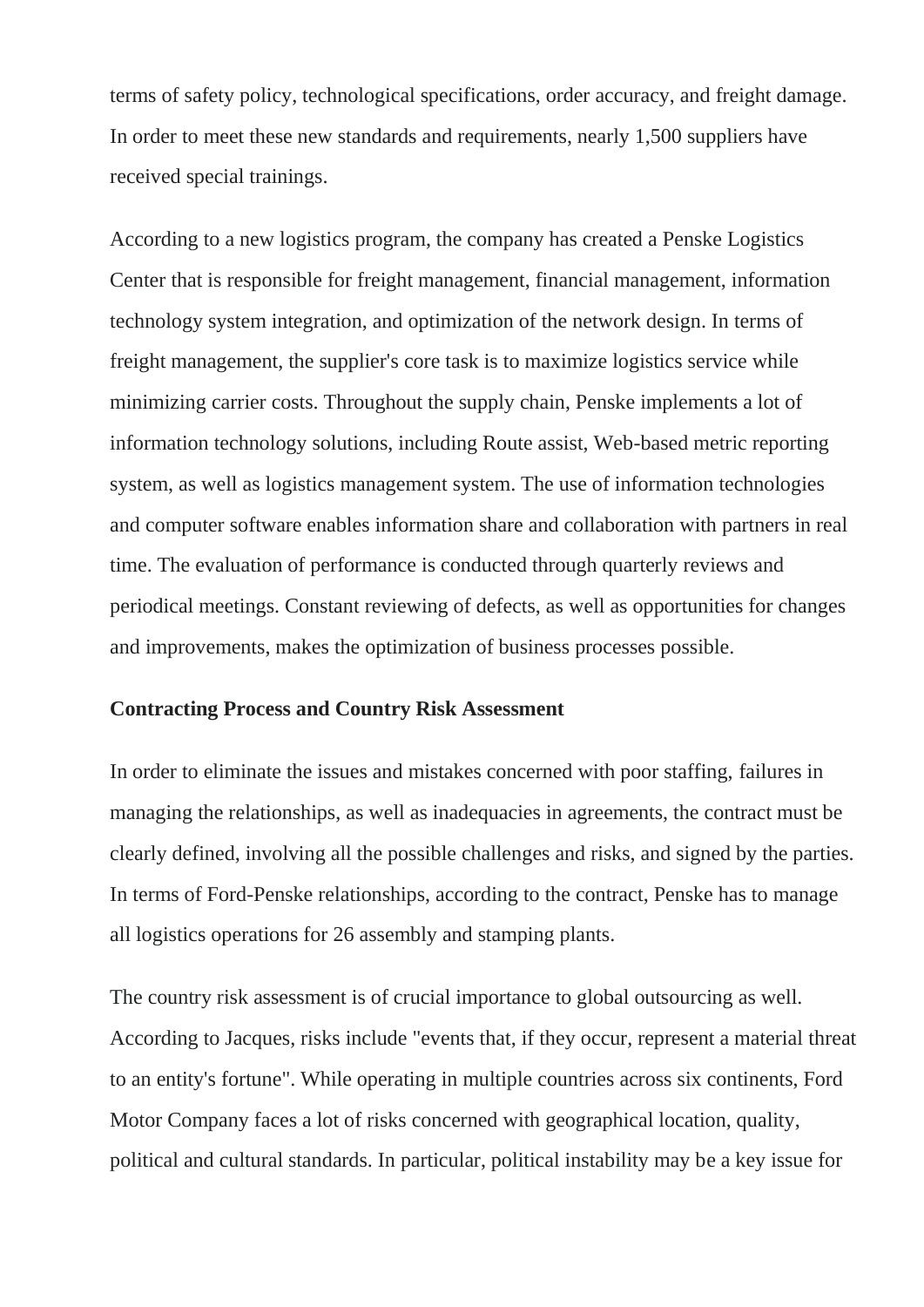terms of safety policy, technological specifications, order accuracy, and freight damage. In order to meet these new standards and requirements, nearly 1,500 suppliers have received special trainings.

According to a new logistics program, the company has created a Penske Logistics Center that is responsible for freight management, financial management, information technology system integration, and optimization of the network design. In terms of freight management, the supplier's core task is to maximize logistics service while minimizing carrier costs. Throughout the supply chain, Penske implements a lot of information technology solutions, including Route assist, Web-based metric reporting system, as well as logistics management system. The use of information technologies and computer software enables information share and collaboration with partners in real time. The evaluation of performance is conducted through quarterly reviews and periodical meetings. Constant reviewing of defects, as well as opportunities for changes and improvements, makes the optimization of business processes possible.

**Contracting Process and Country Risk Assessment**

In order to eliminate the issues and mistakes concerned with poor staffing, failures in managing the relationships, as well as inadequacies in agreements, the contract must be clearly defined, involving all the possible challenges and risks, and signed by the parties. In terms of Ford-Penske relationships, according to the contract, Penske has to manage all logistics operations for 26 assembly and stamping plants.

The country risk assessment is of crucial importance to global outsourcing as well. According to Jacques, risks include "events that, if they occur, represent a material threat to an entity's fortune". While operating in multiple countries across six continents, Ford Motor Company faces a lot of risks concerned with geographical location, quality, political and cultural standards. In particular, political instability may be a key issue for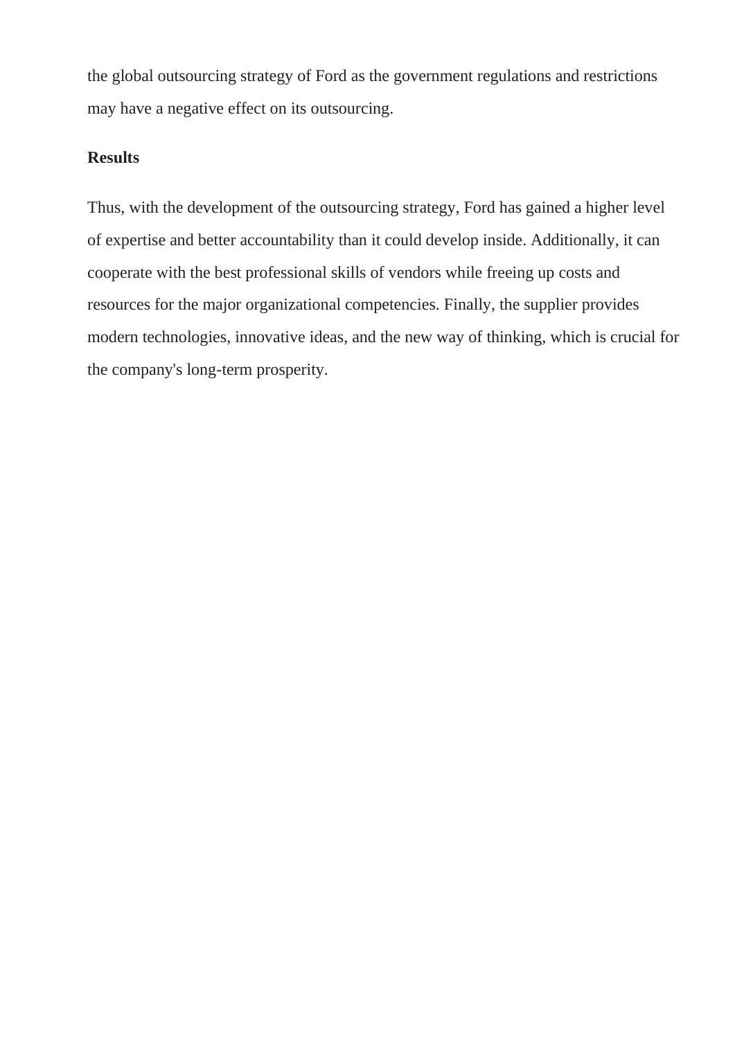the global outsourcing strategy of Ford as the government regulations and restrictions may have a negative effect on its outsourcing.

**Results**

Thus, with the development of the outsourcing strategy, Ford has gained a higher level of expertise and better accountability than it could develop inside. Additionally, it can cooperate with the best professional skills of vendors while freeing up costs and resources for the major organizational competencies. Finally, the supplier provides modern technologies, innovative ideas, and the new way of thinking, which is crucial for the company's long-term prosperity.